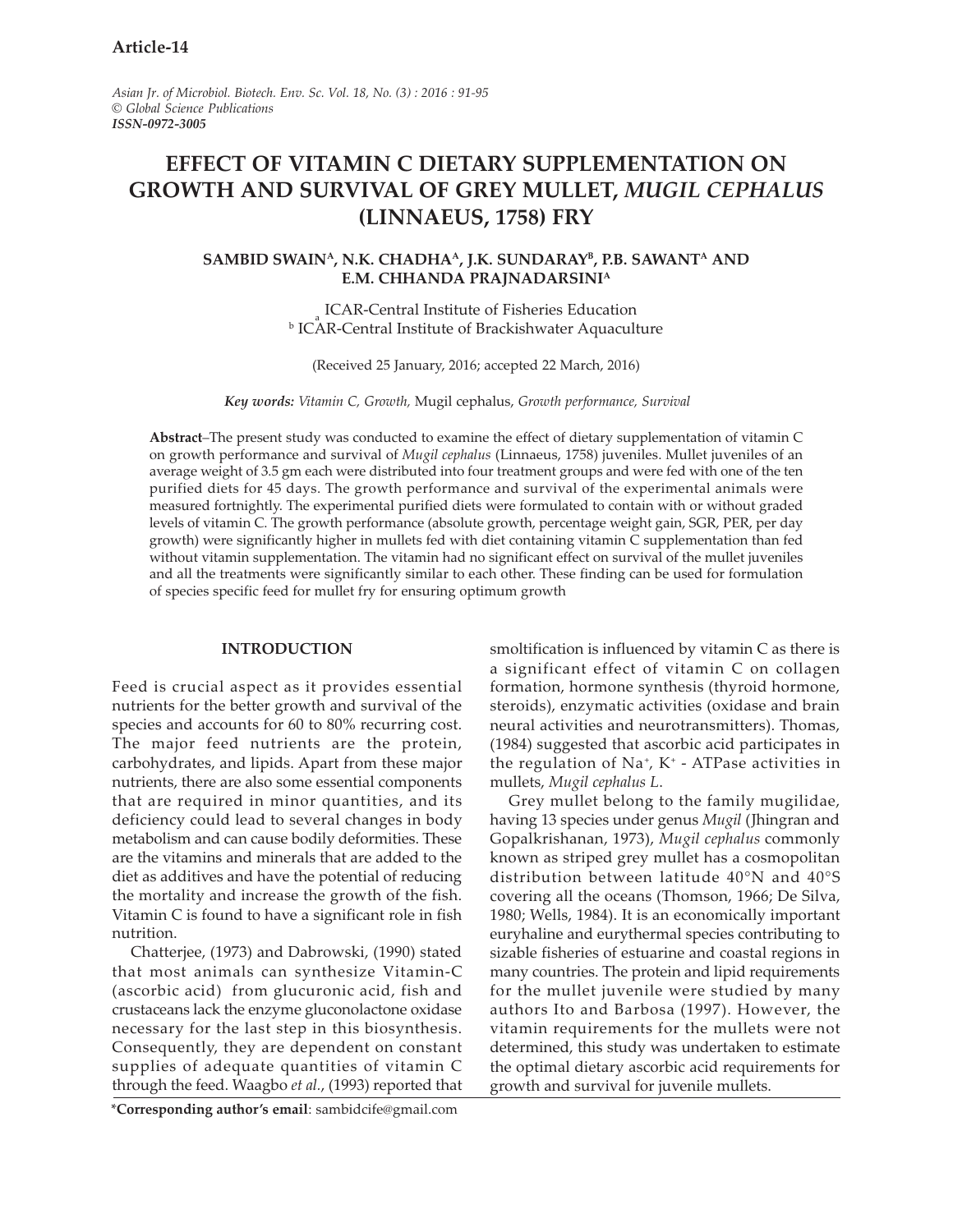**Article-14**

*Asian Jr. of Microbiol. Biotech. Env. Sc. Vol. 18, No. (3) : 2016 : 91-95*
*© Global Science Publications*
***ISSN-0972-3005***

# EFFECT OF VITAMIN C DIETARY SUPPLEMENTATION ON GROWTH AND SURVIVAL OF GREY MULLET, *MUGIL CEPHALUS* (LINNAEUS, 1758) FRY

**SAMBID SWAIN[A], N.K. CHADHA[A], J.K. SUNDARAY[B], P.B. SAWANT[A] AND E.M. CHHANDA PRAJNADARSINI[A]**

[a] ICAR-Central Institute of Fisheries Education
[b] ICAR-Central Institute of Brackishwater Aquaculture

(Received 25 January, 2016; accepted 22 March, 2016)

***Key words:** Vitamin C, Growth,* Mugil cephalus*, Growth performance, Survival*

**Abstract**–The present study was conducted to examine the effect of dietary supplementation of vitamin C on growth performance and survival of *Mugil cephalus* (Linnaeus, 1758) juveniles. Mullet juveniles of an average weight of 3.5 gm each were distributed into four treatment groups and were fed with one of the ten purified diets for 45 days. The growth performance and survival of the experimental animals were measured fortnightly. The experimental purified diets were formulated to contain with or without graded levels of vitamin C. The growth performance (absolute growth, percentage weight gain, SGR, PER, per day growth) were significantly higher in mullets fed with diet containing vitamin C supplementation than fed without vitamin supplementation. The vitamin had no significant effect on survival of the mullet juveniles and all the treatments were significantly similar to each other. These finding can be used for formulation of species specific feed for mullet fry for ensuring optimum growth

## INTRODUCTION

Feed is crucial aspect as it provides essential nutrients for the better growth and survival of the species and accounts for 60 to 80% recurring cost. The major feed nutrients are the protein, carbohydrates, and lipids. Apart from these major nutrients, there are also some essential components that are required in minor quantities, and its deficiency could lead to several changes in body metabolism and can cause bodily deformities. These are the vitamins and minerals that are added to the diet as additives and have the potential of reducing the mortality and increase the growth of the fish. Vitamin C is found to have a significant role in fish nutrition.

Chatterjee, (1973) and Dabrowski, (1990) stated that most animals can synthesize Vitamin-C (ascorbic acid) from glucuronic acid, fish and crustaceans lack the enzyme gluconolactone oxidase necessary for the last step in this biosynthesis. Consequently, they are dependent on constant supplies of adequate quantities of vitamin C through the feed. Waagbo *et al.*, (1993) reported that smoltification is influenced by vitamin C as there is a significant effect of vitamin C on collagen formation, hormone synthesis (thyroid hormone, steroids), enzymatic activities (oxidase and brain neural activities and neurotransmitters). Thomas, (1984) suggested that ascorbic acid participates in the regulation of $Na^+$, $K^+$ - ATPase activities in mullets, *Mugil cephalus L*.

Grey mullet belong to the family mugilidae, having 13 species under genus *Mugil* (Jhingran and Gopalkrishanan, 1973), *Mugil cephalus* commonly known as striped grey mullet has a cosmopolitan distribution between latitude 40°N and 40°S covering all the oceans (Thomson, 1966; De Silva, 1980; Wells, 1984). It is an economically important euryhaline and eurythermal species contributing to sizable fisheries of estuarine and coastal regions in many countries. The protein and lipid requirements for the mullet juvenile were studied by many authors Ito and Barbosa (1997). However, the vitamin requirements for the mullets were not determined, this study was undertaken to estimate the optimal dietary ascorbic acid requirements for growth and survival for juvenile mullets.

**\*Corresponding author's email**: sambidcife@gmail.com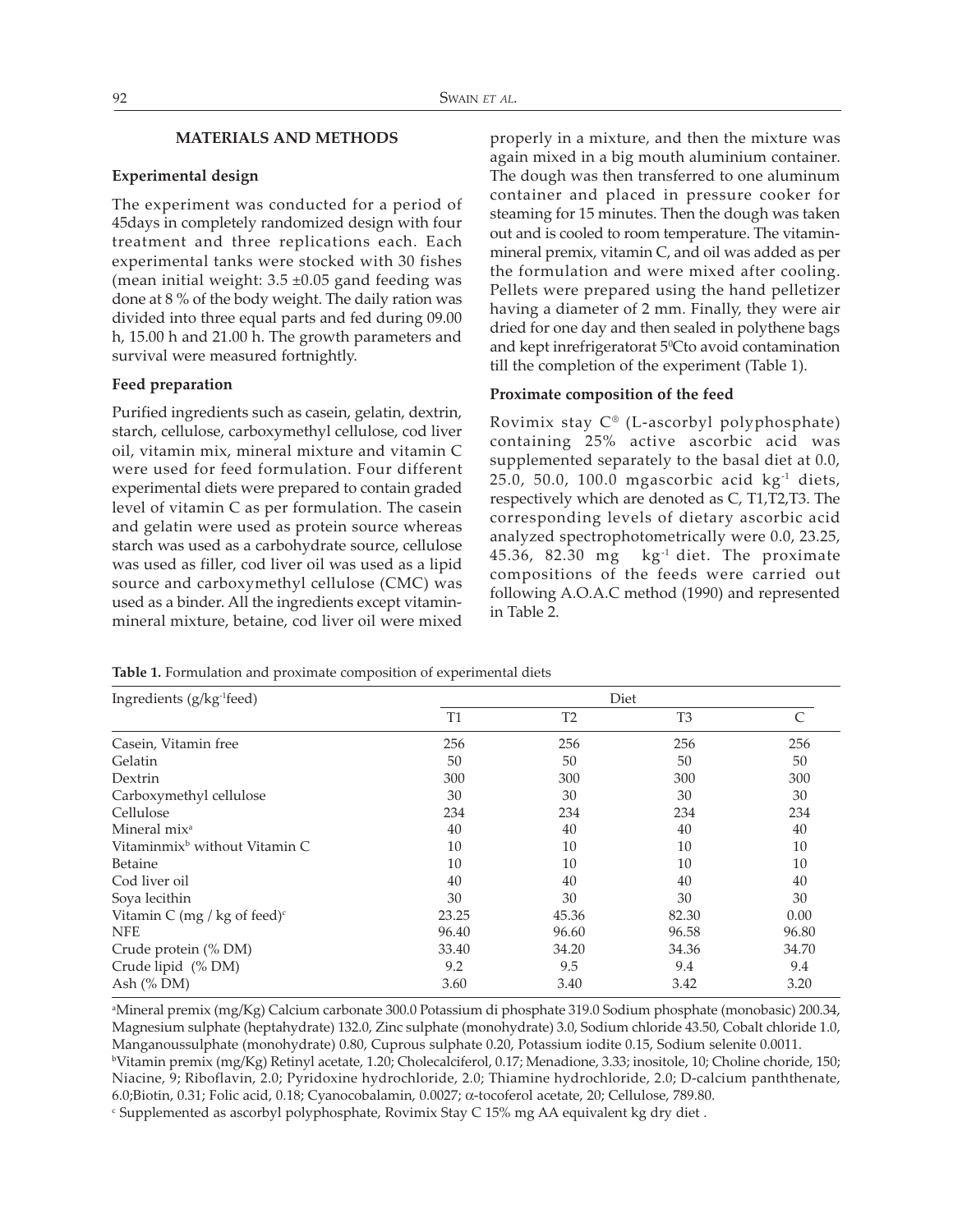## MATERIALS AND METHODS

### Experimental design

The experiment was conducted for a period of 45days in completely randomized design with four treatment and three replications each. Each experimental tanks were stocked with 30 fishes (mean initial weight: 3.5 ±0.05 gand feeding was done at 8 % of the body weight. The daily ration was divided into three equal parts and fed during 09.00 h, 15.00 h and 21.00 h. The growth parameters and survival were measured fortnightly.

### Feed preparation

Purified ingredients such as casein, gelatin, dextrin, starch, cellulose, carboxymethyl cellulose, cod liver oil, vitamin mix, mineral mixture and vitamin C were used for feed formulation. Four different experimental diets were prepared to contain graded level of vitamin C as per formulation. The casein and gelatin were used as protein source whereas starch was used as a carbohydrate source, cellulose was used as filler, cod liver oil was used as a lipid source and carboxymethyl cellulose (CMC) was used as a binder. All the ingredients except vitamin-mineral mixture, betaine, cod liver oil were mixed properly in a mixture, and then the mixture was again mixed in a big mouth aluminium container. The dough was then transferred to one aluminum container and placed in pressure cooker for steaming for 15 minutes. Then the dough was taken out and is cooled to room temperature. The vitamin-mineral premix, vitamin C, and oil was added as per the formulation and were mixed after cooling. Pellets were prepared using the hand pelletizer having a diameter of 2 mm. Finally, they were air dried for one day and then sealed in polythene bags and kept inrefrigeratorat 5$^0$Cto avoid contamination till the completion of the experiment (Table 1).

### Proximate composition of the feed

Rovimix stay C® (L-ascorbyl polyphosphate) containing 25% active ascorbic acid was supplemented separately to the basal diet at 0.0, 25.0, 50.0, 100.0 mgascorbic acid kg$^{-1}$ diets, respectively which are denoted as C, T1,T2,T3. The corresponding levels of dietary ascorbic acid analyzed spectrophotometrically were 0.0, 23.25, 45.36, 82.30 mg kg$^{-1}$ diet. The proximate compositions of the feeds were carried out following A.O.A.C method (1990) and represented in Table 2.

**Table 1.** Formulation and proximate composition of experimental diets

| Ingredients (g/kg$^{-1}$feed) | Diet | | | |
|---|---|---|---|---|
| | T1 | T2 | T3 | C |
| Casein, Vitamin free | 256 | 256 | 256 | 256 |
| Gelatin | 50 | 50 | 50 | 50 |
| Dextrin | 300 | 300 | 300 | 300 |
| Carboxymethyl cellulose | 30 | 30 | 30 | 30 |
| Cellulose | 234 | 234 | 234 | 234 |
| Mineral mix[a] | 40 | 40 | 40 | 40 |
| Vitaminmix[b] without Vitamin C | 10 | 10 | 10 | 10 |
| Betaine | 10 | 10 | 10 | 10 |
| Cod liver oil | 40 | 40 | 40 | 40 |
| Soya lecithin | 30 | 30 | 30 | 30 |
| Vitamin C (mg / kg of feed)[c] | 23.25 | 45.36 | 82.30 | 0.00 |
| NFE | 96.40 | 96.60 | 96.58 | 96.80 |
| Crude protein (% DM) | 33.40 | 34.20 | 34.36 | 34.70 |
| Crude lipid (% DM) | 9.2 | 9.5 | 9.4 | 9.4 |
| Ash (% DM) | 3.60 | 3.40 | 3.42 | 3.20 |

[a]Mineral premix (mg/Kg) Calcium carbonate 300.0 Potassium di phosphate 319.0 Sodium phosphate (monobasic) 200.34, Magnesium sulphate (heptahydrate) 132.0, Zinc sulphate (monohydrate) 3.0, Sodium chloride 43.50, Cobalt chloride 1.0, Manganoussulphate (monohydrate) 0.80, Cuprous sulphate 0.20, Potassium iodite 0.15, Sodium selenite 0.0011.

[b]Vitamin premix (mg/Kg) Retinyl acetate, 1.20; Cholecalciferol, 0.17; Menadione, 3.33; inositole, 10; Choline choride, 150; Niacine, 9; Riboflavin, 2.0; Pyridoxine hydrochloride, 2.0; Thiamine hydrochloride, 2.0; D-calcium panththenate, 6.0;Biotin, 0.31; Folic acid, 0.18; Cyanocobalamin, 0.0027; α-tocoferol acetate, 20; Cellulose, 789.80.

[c] Supplemented as ascorbyl polyphosphate, Rovimix Stay C 15% mg AA equivalent kg dry diet .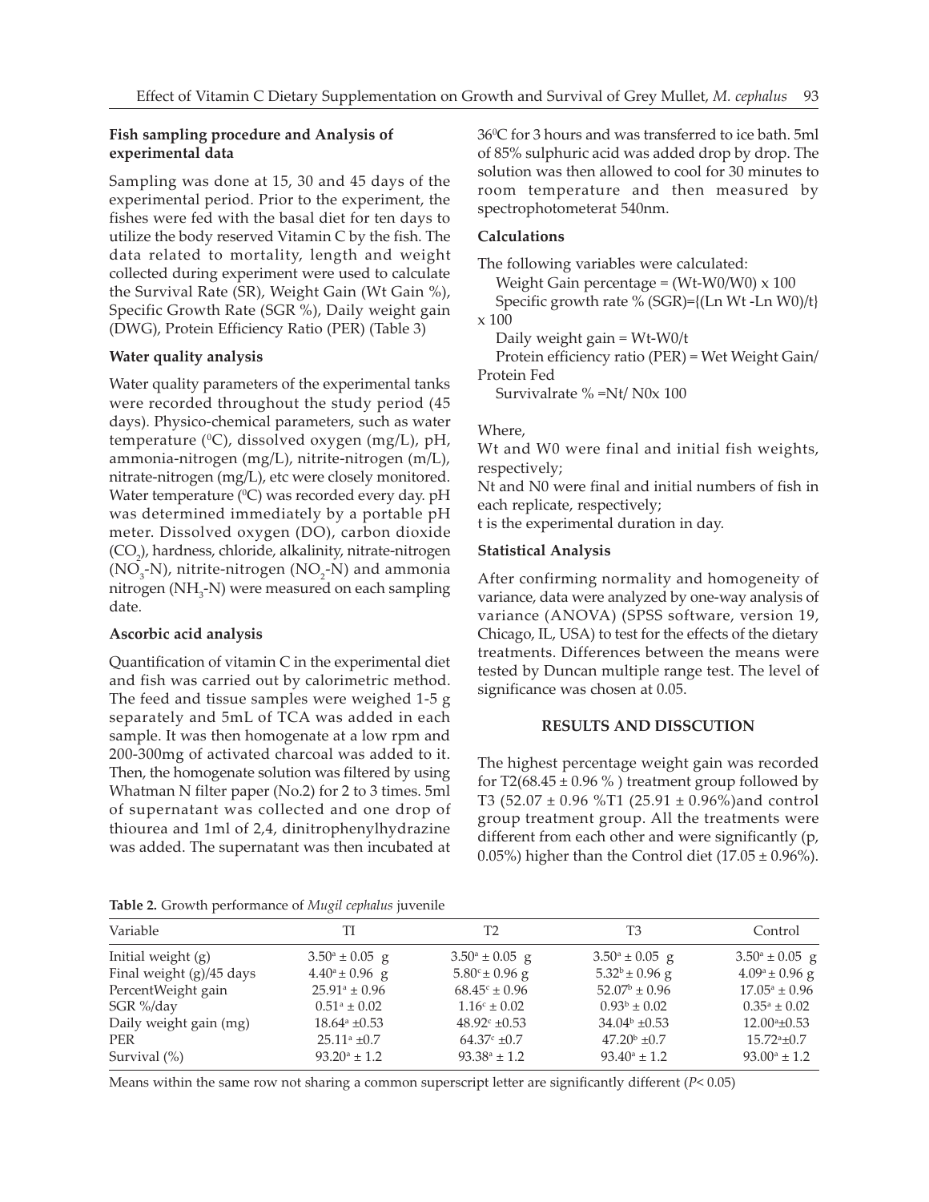### Fish sampling procedure and Analysis of experimental data

Sampling was done at 15, 30 and 45 days of the experimental period. Prior to the experiment, the fishes were fed with the basal diet for ten days to utilize the body reserved Vitamin C by the fish. The data related to mortality, length and weight collected during experiment were used to calculate the Survival Rate (SR), Weight Gain (Wt Gain %), Specific Growth Rate (SGR %), Daily weight gain (DWG), Protein Efficiency Ratio (PER) (Table 3)

### Water quality analysis

Water quality parameters of the experimental tanks were recorded throughout the study period (45 days). Physico-chemical parameters, such as water temperature ($^0$C), dissolved oxygen (mg/L), pH, ammonia-nitrogen (mg/L), nitrite-nitrogen (m/L), nitrate-nitrogen (mg/L), etc were closely monitored. Water temperature ($^0$C) was recorded every day. pH was determined immediately by a portable pH meter. Dissolved oxygen (DO), carbon dioxide ($CO_2$), hardness, chloride, alkalinity, nitrate-nitrogen ($NO_3$-N), nitrite-nitrogen ($NO_2$-N) and ammonia nitrogen ($NH_3$-N) were measured on each sampling date.

### Ascorbic acid analysis

Quantification of vitamin C in the experimental diet and fish was carried out by calorimetric method. The feed and tissue samples were weighed 1-5 g separately and 5mL of TCA was added in each sample. It was then homogenate at a low rpm and 200-300mg of activated charcoal was added to it. Then, the homogenate solution was filtered by using Whatman N filter paper (No.2) for 2 to 3 times. 5ml of supernatant was collected and one drop of thiourea and 1ml of 2,4, dinitrophenylhydrazine was added. The supernatant was then incubated at 36$^0$C for 3 hours and was transferred to ice bath. 5ml of 85% sulphuric acid was added drop by drop. The solution was then allowed to cool for 30 minutes to room temperature and then measured by spectrophotometerat 540nm.

### Calculations

The following variables were calculated:

Weight Gain percentage = (Wt-W0/W0) x 100

Specific growth rate % (SGR)={(Ln Wt -Ln W0)/t} x 100

Daily weight gain = Wt-W0/t

Protein efficiency ratio (PER) = Wet Weight Gain/ Protein Fed

Survivalrate % =Nt/ N0x 100

Where,

Wt and W0 were final and initial fish weights, respectively;

Nt and N0 were final and initial numbers of fish in each replicate, respectively;

t is the experimental duration in day.

### Statistical Analysis

After confirming normality and homogeneity of variance, data were analyzed by one-way analysis of variance (ANOVA) (SPSS software, version 19, Chicago, IL, USA) to test for the effects of the dietary treatments. Differences between the means were tested by Duncan multiple range test. The level of significance was chosen at 0.05.

## RESULTS AND DISSCUTION

The highest percentage weight gain was recorded for T2(68.45 ± 0.96 % ) treatment group followed by T3 (52.07 ± 0.96 %T1 (25.91 ± 0.96%)and control group treatment group. All the treatments were different from each other and were significantly (p, 0.05%) higher than the Control diet (17.05 ± 0.96%).

**Table 2.** Growth performance of *Mugil cephalus* juvenile

| Variable | TI | T2 | T3 | Control |
|---|---|---|---|---|
| Initial weight (g) | $3.50^a \pm 0.05$ g | $3.50^a \pm 0.05$ g | $3.50^a \pm 0.05$ g | $3.50^a \pm 0.05$ g |
| Final weight (g)/45 days | $4.40^a \pm 0.96$ g | $5.80^c \pm 0.96$ g | $5.32^b \pm 0.96$ g | $4.09^a \pm 0.96$ g |
| PercentWeight gain | $25.91^a \pm 0.96$ | $68.45^c \pm 0.96$ | $52.07^b \pm 0.96$ | $17.05^a \pm 0.96$ |
| SGR %/day | $0.51^a \pm 0.02$ | $1.16^c \pm 0.02$ | $0.93^b \pm 0.02$ | $0.35^a \pm 0.02$ |
| Daily weight gain (mg) | $18.64^a \pm 0.53$ | $48.92^c \pm 0.53$ | $34.04^b \pm 0.53$ | $12.00^a \pm 0.53$ |
| PER | $25.11^a \pm 0.7$ | $64.37^c \pm 0.7$ | $47.20^b \pm 0.7$ | $15.72^a \pm 0.7$ |
| Survival (%) | $93.20^a \pm 1.2$ | $93.38^a \pm 1.2$ | $93.40^a \pm 1.2$ | $93.00^a \pm 1.2$ |

Means within the same row not sharing a common superscript letter are significantly different ($P < 0.05$)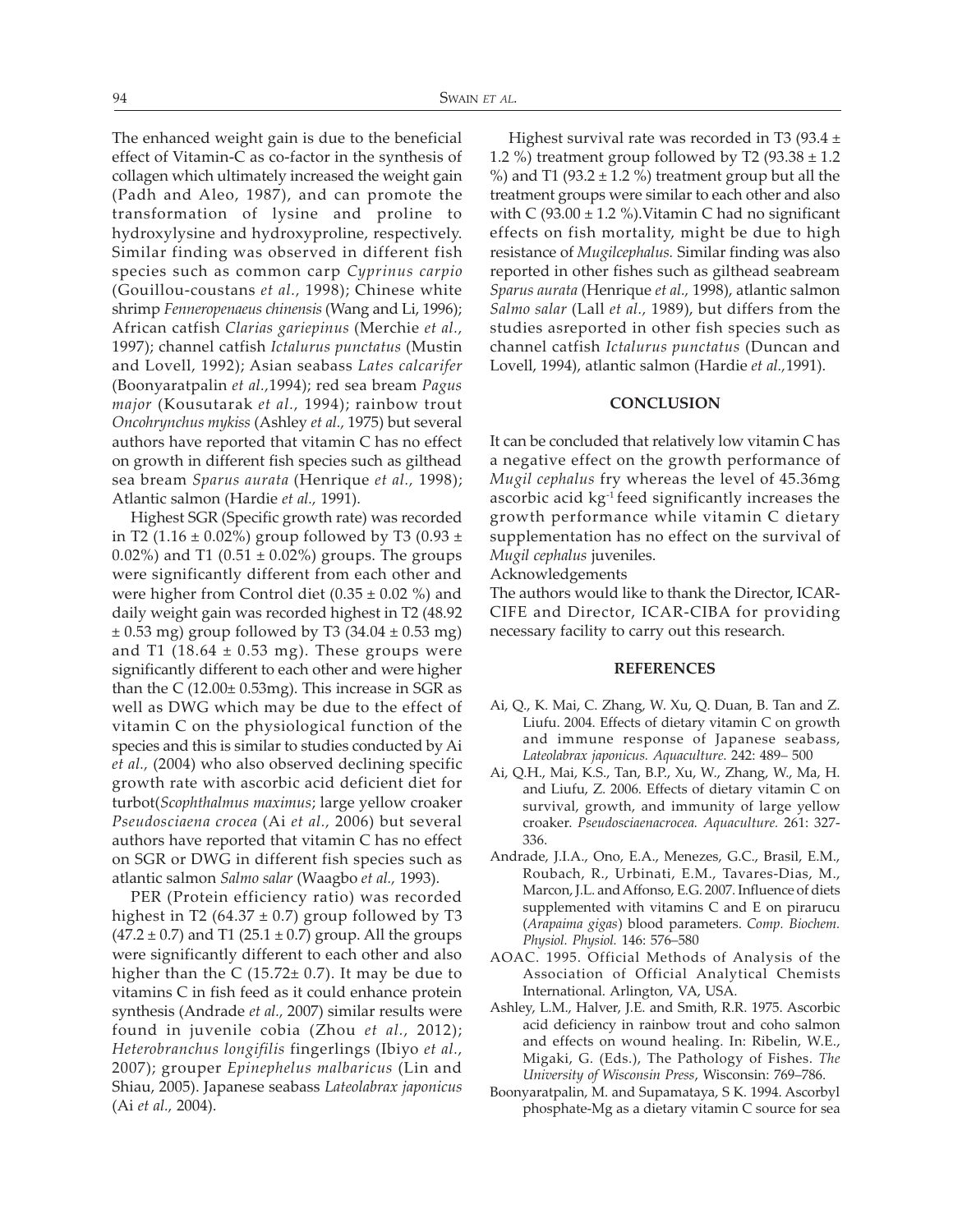The enhanced weight gain is due to the beneficial effect of Vitamin-C as co-factor in the synthesis of collagen which ultimately increased the weight gain (Padh and Aleo, 1987), and can promote the transformation of lysine and proline to hydroxylysine and hydroxyproline, respectively. Similar finding was observed in different fish species such as common carp *Cyprinus carpio* (Gouillou-coustans *et al.*, 1998); Chinese white shrimp *Fenneropenaeus chinensis* (Wang and Li, 1996); African catfish *Clarias gariepinus* (Merchie *et al.*, 1997); channel catfish *Ictalurus punctatus* (Mustin and Lovell, 1992); Asian seabass *Lates calcarifer* (Boonyaratpalin *et al.*,1994); red sea bream *Pagus major* (Kousutarak *et al.*, 1994); rainbow trout *Oncohrynchus mykiss* (Ashley *et al.*, 1975) but several authors have reported that vitamin C has no effect on growth in different fish species such as gilthead sea bream *Sparus aurata* (Henrique *et al.*, 1998); Atlantic salmon (Hardie *et al.*, 1991).

Highest SGR (Specific growth rate) was recorded in T2 (1.16 ± 0.02%) group followed by T3 (0.93 ± 0.02%) and T1 (0.51 ± 0.02%) groups. The groups were significantly different from each other and were higher from Control diet (0.35 ± 0.02 %) and daily weight gain was recorded highest in T2 (48.92 ± 0.53 mg) group followed by T3 (34.04 ± 0.53 mg) and T1 (18.64 ± 0.53 mg). These groups were significantly different to each other and were higher than the C (12.00± 0.53mg). This increase in SGR as well as DWG which may be due to the effect of vitamin C on the physiological function of the species and this is similar to studies conducted by Ai *et al.*, (2004) who also observed declining specific growth rate with ascorbic acid deficient diet for turbot(*Scophthalmus maximus*; large yellow croaker *Pseudosciaena crocea* (Ai *et al.*, 2006) but several authors have reported that vitamin C has no effect on SGR or DWG in different fish species such as atlantic salmon *Salmo salar* (Waagbo *et al.*, 1993).

PER (Protein efficiency ratio) was recorded highest in T2 (64.37 ± 0.7) group followed by T3 (47.2 ± 0.7) and T1 (25.1 ± 0.7) group. All the groups were significantly different to each other and also higher than the C (15.72± 0.7). It may be due to vitamins C in fish feed as it could enhance protein synthesis (Andrade *et al.*, 2007) similar results were found in juvenile cobia (Zhou *et al.*, 2012); *Heterobranchus longifilis* fingerlings (Ibiyo *et al.*, 2007); grouper *Epinephelus malbaricus* (Lin and Shiau, 2005). Japanese seabass *Lateolabrax japonicus* (Ai *et al.*, 2004).

Highest survival rate was recorded in T3 (93.4 ± 1.2 %) treatment group followed by T2 (93.38 ± 1.2 %) and T1 (93.2 ± 1.2 %) treatment group but all the treatment groups were similar to each other and also with C (93.00 ± 1.2 %).Vitamin C had no significant effects on fish mortality, might be due to high resistance of *Mugilcephalus.* Similar finding was also reported in other fishes such as gilthead seabream *Sparus aurata* (Henrique *et al.*, 1998), atlantic salmon *Salmo salar* (Lall *et al.*, 1989), but differs from the studies asreported in other fish species such as channel catfish *Ictalurus punctatus* (Duncan and Lovell, 1994), atlantic salmon (Hardie *et al.*,1991).

## CONCLUSION

It can be concluded that relatively low vitamin C has a negative effect on the growth performance of *Mugil cephalus* fry whereas the level of 45.36mg ascorbic acid $kg^{-1}$ feed significantly increases the growth performance while vitamin C dietary supplementation has no effect on the survival of *Mugil cephalus* juveniles.

Acknowledgements

The authors would like to thank the Director, ICAR-CIFE and Director, ICAR-CIBA for providing necessary facility to carry out this research.

## REFERENCES

Ai, Q., K. Mai, C. Zhang, W. Xu, Q. Duan, B. Tan and Z. Liufu. 2004. Effects of dietary vitamin C on growth and immune response of Japanese seabass, *Lateolabrax japonicus. Aquaculture.* 242: 489– 500

Ai, Q.H., Mai, K.S., Tan, B.P., Xu, W., Zhang, W., Ma, H. and Liufu, Z. 2006. Effects of dietary vitamin C on survival, growth, and immunity of large yellow croaker. *Pseudosciaenacrocea. Aquaculture.* 261: 327-336.

Andrade, J.I.A., Ono, E.A., Menezes, G.C., Brasil, E.M., Roubach, R., Urbinati, E.M., Tavares-Dias, M., Marcon, J.L. and Affonso, E.G. 2007. Influence of diets supplemented with vitamins C and E on pirarucu (*Arapaima gigas*) blood parameters. *Comp. Biochem. Physiol. Physiol.* 146: 576–580

AOAC. 1995. Official Methods of Analysis of the Association of Official Analytical Chemists International. Arlington, VA, USA.

Ashley, L.M., Halver, J.E. and Smith, R.R. 1975. Ascorbic acid deficiency in rainbow trout and coho salmon and effects on wound healing. In: Ribelin, W.E., Migaki, G. (Eds.), The Pathology of Fishes. *The University of Wisconsin Press*, Wisconsin: 769–786.

Boonyaratpalin, M. and Supamataya, S K. 1994. Ascorbyl phosphate-Mg as a dietary vitamin C source for sea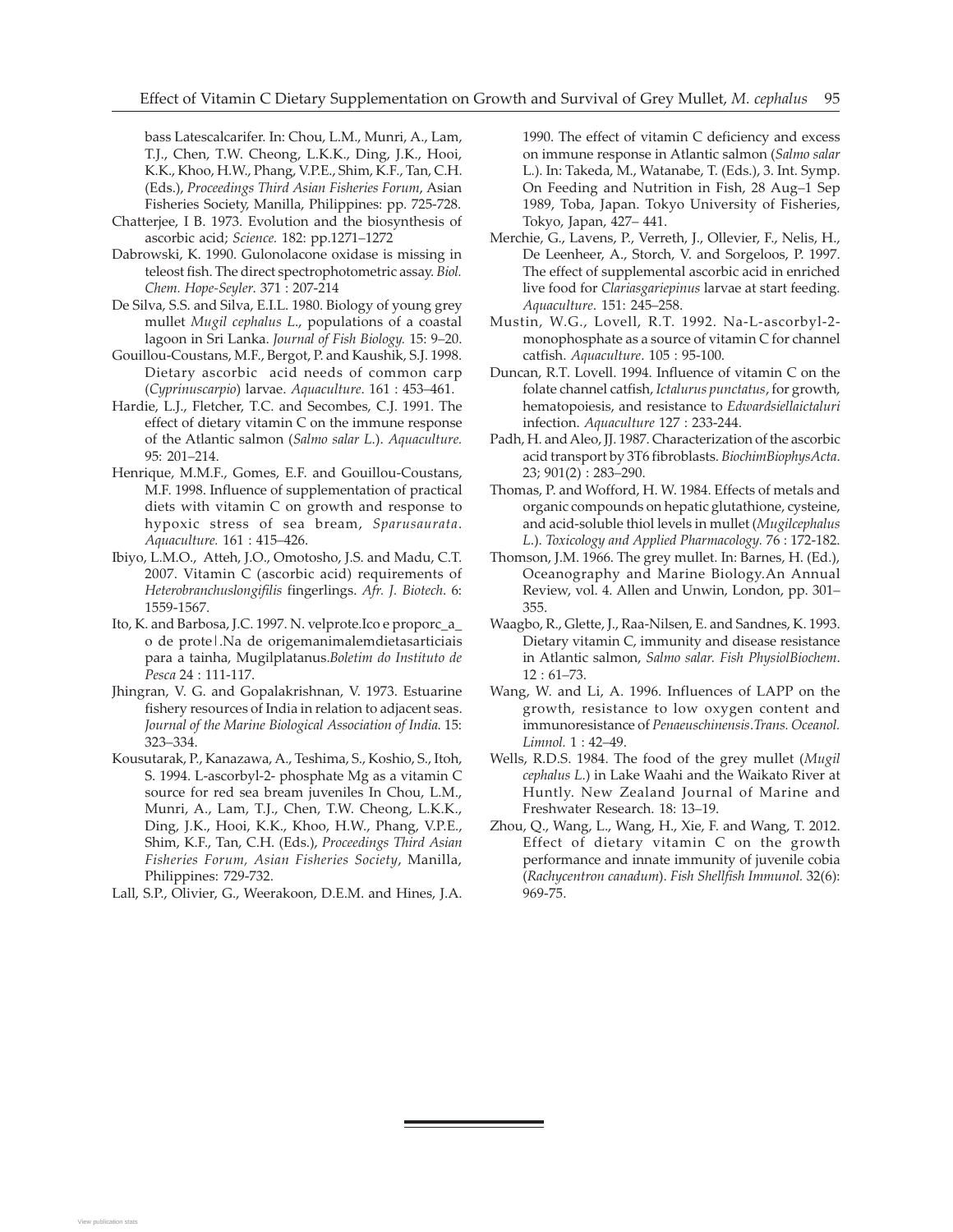bass Latescalcarifer. In: Chou, L.M., Munri, A., Lam, T.J., Chen, T.W. Cheong, L.K.K., Ding, J.K., Hooi, K.K., Khoo, H.W., Phang, V.P.E., Shim, K.F., Tan, C.H. (Eds.), *Proceedings Third Asian Fisheries Forum*, Asian Fisheries Society, Manilla, Philippines: pp. 725-728.

Chatterjee, I B. 1973. Evolution and the biosynthesis of ascorbic acid; *Science.* 182: pp.1271–1272

Dabrowski, K. 1990. Gulonolacone oxidase is missing in teleost fish. The direct spectrophotometric assay. *Biol. Chem. Hope-Seyler.* 371 : 207-214

De Silva, S.S. and Silva, E.I.L. 1980. Biology of young grey mullet *Mugil cephalus L*., populations of a coastal lagoon in Sri Lanka. *Journal of Fish Biology.* 15: 9–20.

Gouillou-Coustans, M.F., Bergot, P. and Kaushik, S.J. 1998. Dietary ascorbic acid needs of common carp (*Cyprinuscarpio*) larvae. *Aquaculture*. 161 : 453–461.

Hardie, L.J., Fletcher, T.C. and Secombes, C.J. 1991. The effect of dietary vitamin C on the immune response of the Atlantic salmon (*Salmo salar L*.). *Aquaculture.* 95: 201–214.

Henrique, M.M.F., Gomes, E.F. and Gouillou-Coustans, M.F. 1998. Influence of supplementation of practical diets with vitamin C on growth and response to hypoxic stress of sea bream, *Sparusaurata*. *Aquaculture.* 161 : 415–426.

Ibiyo, L.M.O., Atteh, J.O., Omotosho, J.S. and Madu, C.T. 2007. Vitamin C (ascorbic acid) requirements of *Heterobranchuslongifilis* fingerlings. *Afr. J. Biotech*. 6: 1559-1567.

Ito, K. and Barbosa, J.C. 1997. N. velprote.Ico e proporc_a_ o de prote|.Na de origemanimalemdietasarticiais para a tainha, Mugilplatanus.*Boletim do Instituto de Pesca* 24 : 111-117.

Jhingran, V. G. and Gopalakrishnan, V. 1973. Estuarine fishery resources of India in relation to adjacent seas. *Journal of the Marine Biological Association of India*. 15: 323–334.

Kousutarak, P., Kanazawa, A., Teshima, S., Koshio, S., Itoh, S. 1994. L-ascorbyl-2- phosphate Mg as a vitamin C source for red sea bream juveniles In Chou, L.M., Munri, A., Lam, T.J., Chen, T.W. Cheong, L.K.K., Ding, J.K., Hooi, K.K., Khoo, H.W., Phang, V.P.E., Shim, K.F., Tan, C.H. (Eds.), *Proceedings Third Asian Fisheries Forum, Asian Fisheries Society*, Manilla, Philippines: 729-732.

Lall, S.P., Olivier, G., Weerakoon, D.E.M. and Hines, J.A. 1990. The effect of vitamin C deficiency and excess on immune response in Atlantic salmon (*Salmo salar* L.). In: Takeda, M., Watanabe, T. (Eds.), 3. Int. Symp. On Feeding and Nutrition in Fish, 28 Aug–1 Sep 1989, Toba, Japan. Tokyo University of Fisheries, Tokyo, Japan, 427– 441.

Merchie, G., Lavens, P., Verreth, J., Ollevier, F., Nelis, H., De Leenheer, A., Storch, V. and Sorgeloos, P. 1997. The effect of supplemental ascorbic acid in enriched live food for *Clariasgariepinus* larvae at start feeding. *Aquaculture*. 151: 245–258.

Mustin, W.G., Lovell, R.T. 1992. Na-L-ascorbyl-2-monophosphate as a source of vitamin C for channel catfish. *Aquaculture*. 105 : 95-100.

Duncan, R.T. Lovell. 1994. Influence of vitamin C on the folate channel catfish, *Ictalurus punctatus*, for growth, hematopoiesis, and resistance to *Edwardsiellaictaluri* infection. *Aquaculture* 127 : 233-244.

Padh, H. and Aleo, JJ. 1987. Characterization of the ascorbic acid transport by 3T6 fibroblasts. *BiochimBiophysActa*. 23; 901(2) : 283–290.

Thomas, P. and Wofford, H. W. 1984. Effects of metals and organic compounds on hepatic glutathione, cysteine, and acid-soluble thiol levels in mullet (*Mugilcephalus L*.). *Toxicology and Applied Pharmacology*. 76 : 172-182.

Thomson, J.M. 1966. The grey mullet. In: Barnes, H. (Ed.), Oceanography and Marine Biology.An Annual Review, vol. 4. Allen and Unwin, London, pp. 301–355.

Waagbo, R., Glette, J., Raa-Nilsen, E. and Sandnes, K. 1993. Dietary vitamin C, immunity and disease resistance in Atlantic salmon, *Salmo salar. Fish PhysiolBiochem*. 12 : 61–73.

Wang, W. and Li, A. 1996. Influences of LAPP on the growth, resistance to low oxygen content and immunoresistance of *Penaeuschinensis*.*Trans. Oceanol. Limnol.* 1 : 42–49.

Wells, R.D.S. 1984. The food of the grey mullet (*Mugil cephalus L*.) in Lake Waahi and the Waikato River at Huntly. New Zealand Journal of Marine and Freshwater Research. 18: 13–19.

Zhou, Q., Wang, L., Wang, H., Xie, F. and Wang, T. 2012. Effect of dietary vitamin C on the growth performance and innate immunity of juvenile cobia (*Rachycentron canadum*). *Fish Shellfish Immunol.* 32(6): 969-75.